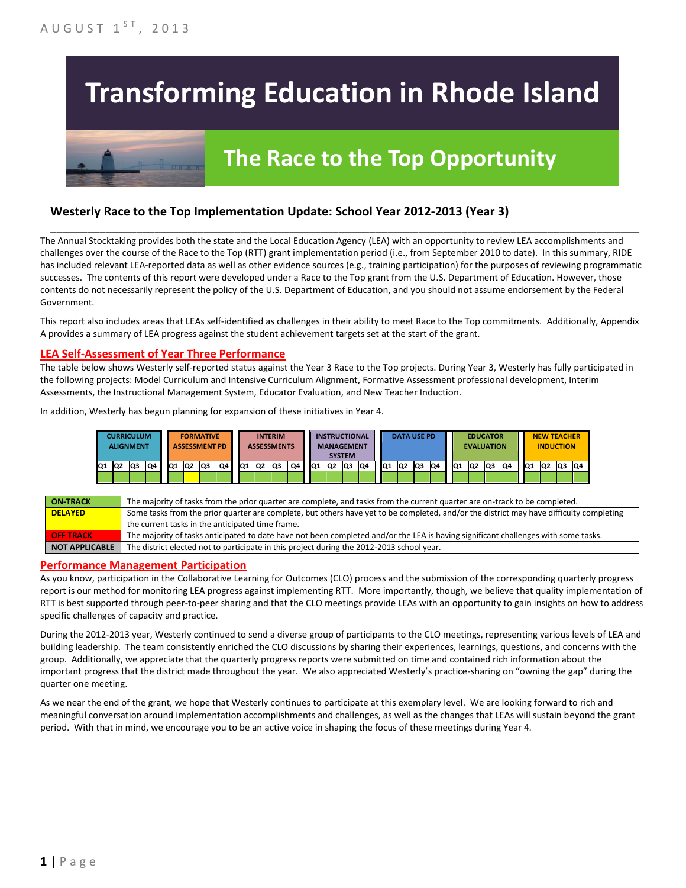AUGUST 1ST, 2013

# Transforming Education in Rhode Island

## The Race to the Top Opportunity

### Westerly Race to the Top Implementation Update: School Year 2012-2013 (Year 3)

The Annual Stocktaking provides both the state and the Local Education Agency (LEA) with an opportunity to review LEA accomplishments and challenges over the course of the Race to the Top (RTT) grant implementation period (i.e., from September 2010 to date). In this summary, RIDE has included relevant LEA-reported data as well as other evidence sources (e.g., training participation) for the purposes of reviewing programmatic successes. The contents of this report were developed under a Race to the Top grant from the U.S. Department of Education. However, those contents do not necessarily represent the policy of the U.S. Department of Education, and you should not assume endorsement by the Federal Government.

This report also includes areas that LEAs self-identified as challenges in their ability to meet Race to the Top commitments. Additionally, Appendix A provides a summary of LEA progress against the student achievement targets set at the start of the grant.

## LEA Self-Assessment of Year Three Performance

The table below shows Westerly self-reported status against the Year 3 Race to the Top projects. During Year 3, Westerly has fully participated in the following projects: Model Curriculum and Intensive Curriculum Alignment, Formative Assessment professional development, Interim Assessments, the Instructional Management System, Educator Evaluation, and New Teacher Induction.

In addition, Westerly has begun planning for expansion of these initiatives in Year 4.

| CURRICULUM ALIGNMENT | | | | FORMATIVE ASSESSMENT PD | | | | INTERIM ASSESSMENTS | | | | INSTRUCTIONAL MANAGEMENT SYSTEM | | | | DATA USE PD | | | | EDUCATOR EVALUATION | | | | NEW TEACHER INDUCTION | | | |
|---|---|---|---|---|---|---|---|---|---|---|---|---|---|---|---|---|---|---|---|---|---|---|---|---|---|---|---|
| Q1 | Q2 | Q3 | Q4 | Q1 | Q2 | Q3 | Q4 | Q1 | Q2 | Q3 | Q4 | Q1 | Q2 | Q3 | Q4 | Q1 | Q2 | Q3 | Q4 | Q1 | Q2 | Q3 | Q4 | Q1 | Q2 | Q3 | Q4 |
| On-Track | On-Track | On-Track | On-Track | On-Track | Delayed | On-Track | On-Track | On-Track | On-Track | On-Track | On-Track | On-Track | On-Track | On-Track | On-Track | On-Track | On-Track | On-Track | On-Track | On-Track | On-Track | On-Track | On-Track | On-Track | On-Track | On-Track | On-Track |

| | |
|---|---|
| **ON-TRACK** | The majority of tasks from the prior quarter are complete, and tasks from the current quarter are on-track to be completed. |
| **DELAYED** | Some tasks from the prior quarter are complete, but others have yet to be completed, and/or the district may have difficulty completing the current tasks in the anticipated time frame. |
| **OFF TRACK** | The majority of tasks anticipated to date have not been completed and/or the LEA is having significant challenges with some tasks. |
| **NOT APPLICABLE** | The district elected not to participate in this project during the 2012-2013 school year. |

## Performance Management Participation

As you know, participation in the Collaborative Learning for Outcomes (CLO) process and the submission of the corresponding quarterly progress report is our method for monitoring LEA progress against implementing RTT. More importantly, though, we believe that quality implementation of RTT is best supported through peer-to-peer sharing and that the CLO meetings provide LEAs with an opportunity to gain insights on how to address specific challenges of capacity and practice.

During the 2012-2013 year, Westerly continued to send a diverse group of participants to the CLO meetings, representing various levels of LEA and building leadership. The team consistently enriched the CLO discussions by sharing their experiences, learnings, questions, and concerns with the group. Additionally, we appreciate that the quarterly progress reports were submitted on time and contained rich information about the important progress that the district made throughout the year. We also appreciated Westerly's practice-sharing on "owning the gap" during the quarter one meeting.

As we near the end of the grant, we hope that Westerly continues to participate at this exemplary level. We are looking forward to rich and meaningful conversation around implementation accomplishments and challenges, as well as the changes that LEAs will sustain beyond the grant period. With that in mind, we encourage you to be an active voice in shaping the focus of these meetings during Year 4.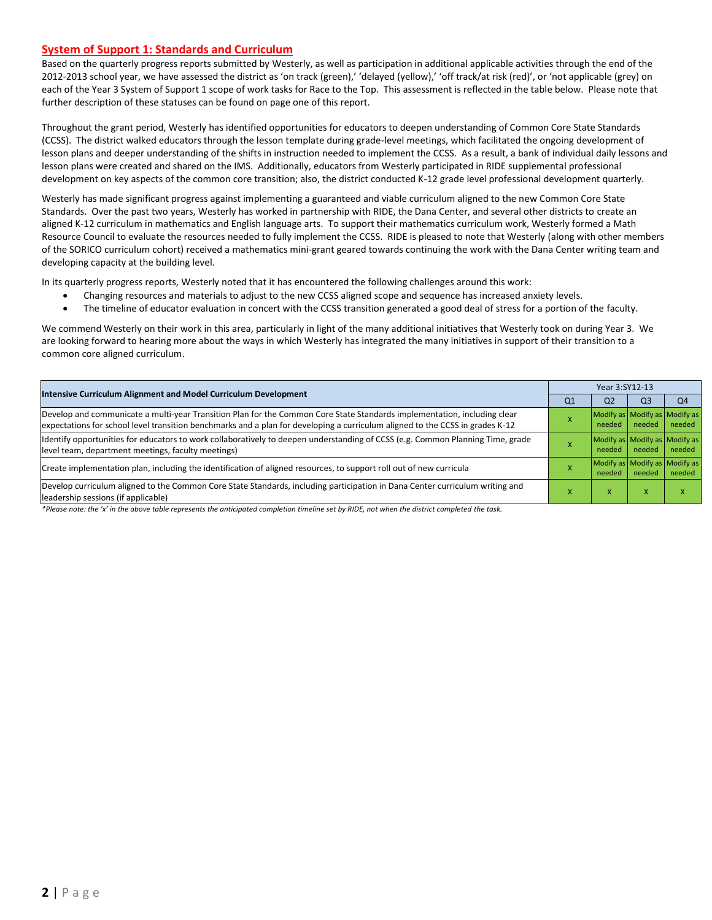## System of Support 1: Standards and Curriculum

Based on the quarterly progress reports submitted by Westerly, as well as participation in additional applicable activities through the end of the 2012-2013 school year, we have assessed the district as 'on track (green),' 'delayed (yellow),' 'off track/at risk (red)', or 'not applicable (grey) on each of the Year 3 System of Support 1 scope of work tasks for Race to the Top. This assessment is reflected in the table below. Please note that further description of these statuses can be found on page one of this report.

Throughout the grant period, Westerly has identified opportunities for educators to deepen understanding of Common Core State Standards (CCSS). The district walked educators through the lesson template during grade-level meetings, which facilitated the ongoing development of lesson plans and deeper understanding of the shifts in instruction needed to implement the CCSS. As a result, a bank of individual daily lessons and lesson plans were created and shared on the IMS. Additionally, educators from Westerly participated in RIDE supplemental professional development on key aspects of the common core transition; also, the district conducted K-12 grade level professional development quarterly.

Westerly has made significant progress against implementing a guaranteed and viable curriculum aligned to the new Common Core State Standards. Over the past two years, Westerly has worked in partnership with RIDE, the Dana Center, and several other districts to create an aligned K-12 curriculum in mathematics and English language arts. To support their mathematics curriculum work, Westerly formed a Math Resource Council to evaluate the resources needed to fully implement the CCSS. RIDE is pleased to note that Westerly (along with other members of the SORICO curriculum cohort) received a mathematics mini-grant geared towards continuing the work with the Dana Center writing team and developing capacity at the building level.

In its quarterly progress reports, Westerly noted that it has encountered the following challenges around this work:

- Changing resources and materials to adjust to the new CCSS aligned scope and sequence has increased anxiety levels.
- The timeline of educator evaluation in concert with the CCSS transition generated a good deal of stress for a portion of the faculty.

We commend Westerly on their work in this area, particularly in light of the many additional initiatives that Westerly took on during Year 3. We are looking forward to hearing more about the ways in which Westerly has integrated the many initiatives in support of their transition to a common core aligned curriculum.

| Intensive Curriculum Alignment and Model Curriculum Development | Year 3:SY12-13 | | | |
|---|---|---|---|---|
| | Q1 | Q2 | Q3 | Q4 |
| Develop and communicate a multi-year Transition Plan for the Common Core State Standards implementation, including clear expectations for school level transition benchmarks and a plan for developing a curriculum aligned to the CCSS in grades K-12 | X | Modify as needed | Modify as needed | Modify as needed |
| Identify opportunities for educators to work collaboratively to deepen understanding of CCSS (e.g. Common Planning Time, grade level team, department meetings, faculty meetings) | X | Modify as needed | Modify as needed | Modify as needed |
| Create implementation plan, including the identification of aligned resources, to support roll out of new curricula | X | Modify as needed | Modify as needed | Modify as needed |
| Develop curriculum aligned to the Common Core State Standards, including participation in Dana Center curriculum writing and leadership sessions (if applicable) | X | X | X | X |

*Please note: the 'x' in the above table represents the anticipated completion timeline set by RIDE, not when the district completed the task.*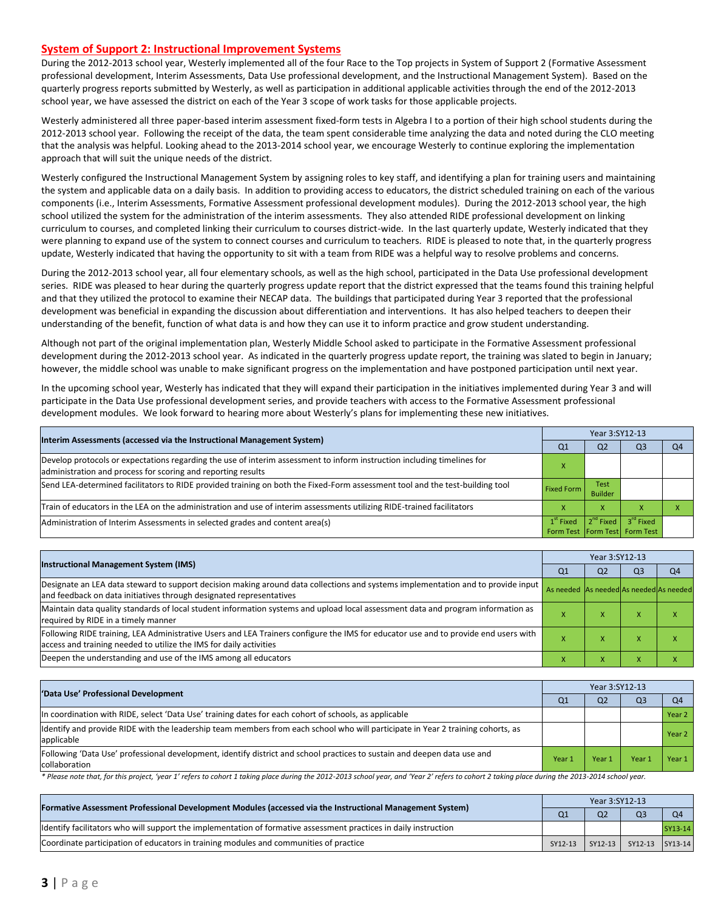## System of Support 2: Instructional Improvement Systems

During the 2012-2013 school year, Westerly implemented all of the four Race to the Top projects in System of Support 2 (Formative Assessment professional development, Interim Assessments, Data Use professional development, and the Instructional Management System). Based on the quarterly progress reports submitted by Westerly, as well as participation in additional applicable activities through the end of the 2012-2013 school year, we have assessed the district on each of the Year 3 scope of work tasks for those applicable projects.

Westerly administered all three paper-based interim assessment fixed-form tests in Algebra I to a portion of their high school students during the 2012-2013 school year. Following the receipt of the data, the team spent considerable time analyzing the data and noted during the CLO meeting that the analysis was helpful. Looking ahead to the 2013-2014 school year, we encourage Westerly to continue exploring the implementation approach that will suit the unique needs of the district.

Westerly configured the Instructional Management System by assigning roles to key staff, and identifying a plan for training users and maintaining the system and applicable data on a daily basis. In addition to providing access to educators, the district scheduled training on each of the various components (i.e., Interim Assessments, Formative Assessment professional development modules). During the 2012-2013 school year, the high school utilized the system for the administration of the interim assessments. They also attended RIDE professional development on linking curriculum to courses, and completed linking their curriculum to courses district-wide. In the last quarterly update, Westerly indicated that they were planning to expand use of the system to connect courses and curriculum to teachers. RIDE is pleased to note that, in the quarterly progress update, Westerly indicated that having the opportunity to sit with a team from RIDE was a helpful way to resolve problems and concerns.

During the 2012-2013 school year, all four elementary schools, as well as the high school, participated in the Data Use professional development series. RIDE was pleased to hear during the quarterly progress update report that the district expressed that the teams found this training helpful and that they utilized the protocol to examine their NECAP data. The buildings that participated during Year 3 reported that the professional development was beneficial in expanding the discussion about differentiation and interventions. It has also helped teachers to deepen their understanding of the benefit, function of what data is and how they can use it to inform practice and grow student understanding.

Although not part of the original implementation plan, Westerly Middle School asked to participate in the Formative Assessment professional development during the 2012-2013 school year. As indicated in the quarterly progress update report, the training was slated to begin in January; however, the middle school was unable to make significant progress on the implementation and have postponed participation until next year.

In the upcoming school year, Westerly has indicated that they will expand their participation in the initiatives implemented during Year 3 and will participate in the Data Use professional development series, and provide teachers with access to the Formative Assessment professional development modules. We look forward to hearing more about Westerly's plans for implementing these new initiatives.

| Interim Assessments (accessed via the Instructional Management System) | Year 3:SY12-13 | | | |
|---|---|---|---|---|
| | Q1 | Q2 | Q3 | Q4 |
| Develop protocols or expectations regarding the use of interim assessment to inform instruction including timelines for administration and process for scoring and reporting results | X | | | |
| Send LEA-determined facilitators to RIDE provided training on both the Fixed-Form assessment tool and the test-building tool | Fixed Form | Test Builder | | |
| Train of educators in the LEA on the administration and use of interim assessments utilizing RIDE-trained facilitators | X | X | X | X |
| Administration of Interim Assessments in selected grades and content area(s) | 1st Fixed Form Test | 2nd Fixed Form Test | 3rd Fixed Form Test | |

| Instructional Management System (IMS) | Year 3:SY12-13 | | | |
|---|---|---|---|---|
| | Q1 | Q2 | Q3 | Q4 |
| Designate an LEA data steward to support decision making around data collections and systems implementation and to provide input and feedback on data initiatives through designated representatives | As needed | As needed | As needed | As needed |
| Maintain data quality standards of local student information systems and upload local assessment data and program information as required by RIDE in a timely manner | X | X | X | X |
| Following RIDE training, LEA Administrative Users and LEA Trainers configure the IMS for educator use and to provide end users with access and training needed to utilize the IMS for daily activities | X | X | X | X |
| Deepen the understanding and use of the IMS among all educators | X | X | X | X |

| 'Data Use' Professional Development | Year 3:SY12-13 | | | |
|---|---|---|---|---|
| | Q1 | Q2 | Q3 | Q4 |
| In coordination with RIDE, select 'Data Use' training dates for each cohort of schools, as applicable | | | | Year 2 |
| Identify and provide RIDE with the leadership team members from each school who will participate in Year 2 training cohorts, as applicable | | | | Year 2 |
| Following 'Data Use' professional development, identify district and school practices to sustain and deepen data use and collaboration | Year 1 | Year 1 | Year 1 | Year 1 |

*\* Please note that, for this project, 'year 1' refers to cohort 1 taking place during the 2012-2013 school year, and 'Year 2' refers to cohort 2 taking place during the 2013-2014 school year.*

| Formative Assessment Professional Development Modules (accessed via the Instructional Management System) | Year 3:SY12-13 | | | |
|---|---|---|---|---|
| | Q1 | Q2 | Q3 | Q4 |
| Identify facilitators who will support the implementation of formative assessment practices in daily instruction | | | | SY13-14 |
| Coordinate participation of educators in training modules and communities of practice | SY12-13 | SY12-13 | SY12-13 | SY13-14 |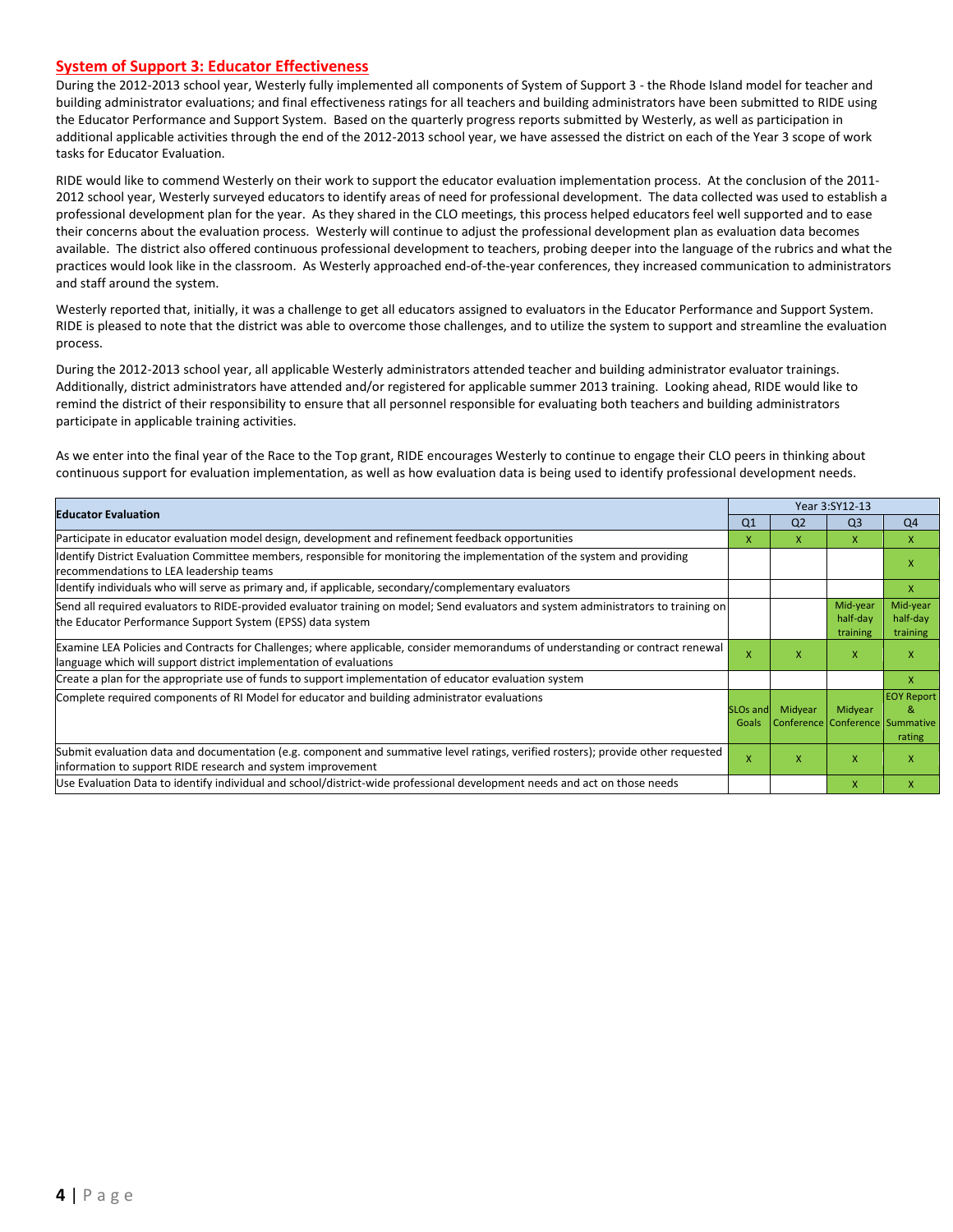## System of Support 3: Educator Effectiveness

During the 2012-2013 school year, Westerly fully implemented all components of System of Support 3 - the Rhode Island model for teacher and building administrator evaluations; and final effectiveness ratings for all teachers and building administrators have been submitted to RIDE using the Educator Performance and Support System. Based on the quarterly progress reports submitted by Westerly, as well as participation in additional applicable activities through the end of the 2012-2013 school year, we have assessed the district on each of the Year 3 scope of work tasks for Educator Evaluation.

RIDE would like to commend Westerly on their work to support the educator evaluation implementation process. At the conclusion of the 2011-2012 school year, Westerly surveyed educators to identify areas of need for professional development. The data collected was used to establish a professional development plan for the year. As they shared in the CLO meetings, this process helped educators feel well supported and to ease their concerns about the evaluation process. Westerly will continue to adjust the professional development plan as evaluation data becomes available. The district also offered continuous professional development to teachers, probing deeper into the language of the rubrics and what the practices would look like in the classroom. As Westerly approached end-of-the-year conferences, they increased communication to administrators and staff around the system.

Westerly reported that, initially, it was a challenge to get all educators assigned to evaluators in the Educator Performance and Support System. RIDE is pleased to note that the district was able to overcome those challenges, and to utilize the system to support and streamline the evaluation process.

During the 2012-2013 school year, all applicable Westerly administrators attended teacher and building administrator evaluator trainings. Additionally, district administrators have attended and/or registered for applicable summer 2013 training. Looking ahead, RIDE would like to remind the district of their responsibility to ensure that all personnel responsible for evaluating both teachers and building administrators participate in applicable training activities.

As we enter into the final year of the Race to the Top grant, RIDE encourages Westerly to continue to engage their CLO peers in thinking about continuous support for evaluation implementation, as well as how evaluation data is being used to identify professional development needs.

| Educator Evaluation | Year 3:SY12-13 | | | |
|---|---|---|---|---|
| | Q1 | Q2 | Q3 | Q4 |
| Participate in educator evaluation model design, development and refinement feedback opportunities | x | x | x | x |
| Identify District Evaluation Committee members, responsible for monitoring the implementation of the system and providing recommendations to LEA leadership teams | | | | x |
| Identify individuals who will serve as primary and, if applicable, secondary/complementary evaluators | | | | x |
| Send all required evaluators to RIDE-provided evaluator training on model; Send evaluators and system administrators to training on the Educator Performance Support System (EPSS) data system | | | Mid-year half-day training | Mid-year half-day training |
| Examine LEA Policies and Contracts for Challenges; where applicable, consider memorandums of understanding or contract renewal language which will support district implementation of evaluations | x | x | x | x |
| Create a plan for the appropriate use of funds to support implementation of educator evaluation system | | | | x |
| Complete required components of RI Model for educator and building administrator evaluations | SLOs and Goals | Midyear Conference | Midyear Conference | EOY Report & Summative rating |
| Submit evaluation data and documentation (e.g. component and summative level ratings, verified rosters); provide other requested information to support RIDE research and system improvement | x | x | x | x |
| Use Evaluation Data to identify individual and school/district-wide professional development needs and act on those needs | | | x | x |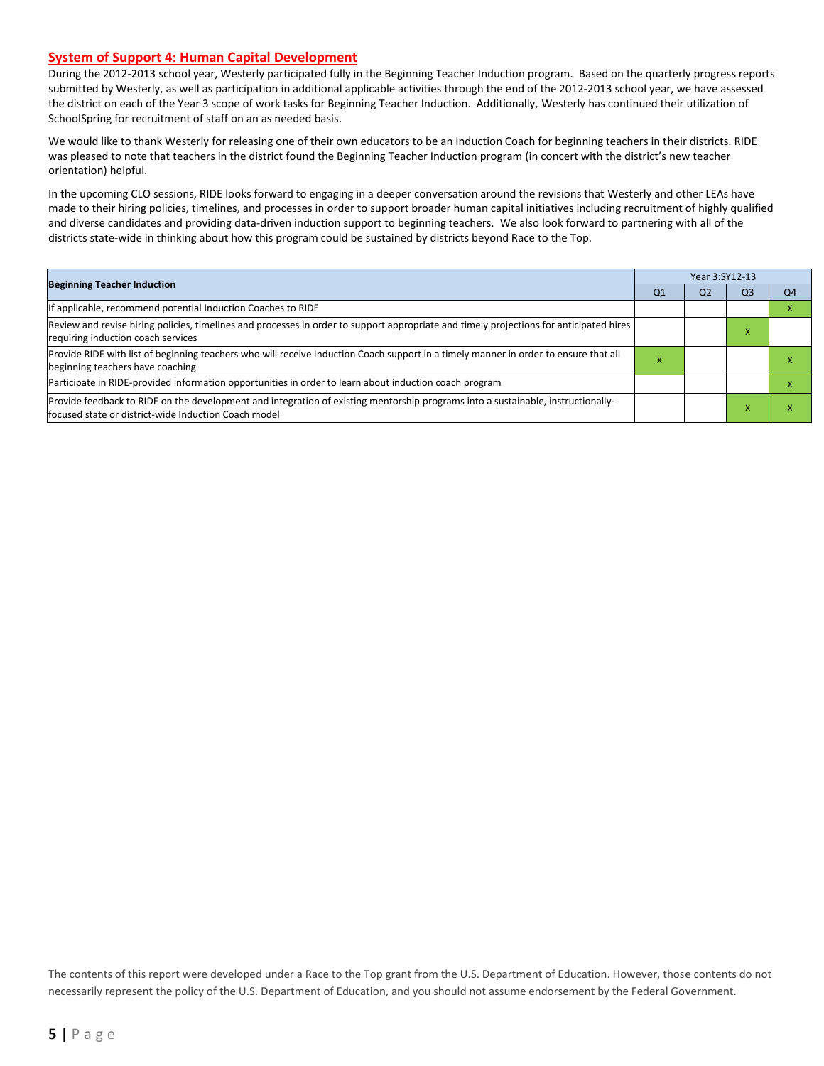## System of Support 4: Human Capital Development

During the 2012-2013 school year, Westerly participated fully in the Beginning Teacher Induction program. Based on the quarterly progress reports submitted by Westerly, as well as participation in additional applicable activities through the end of the 2012-2013 school year, we have assessed the district on each of the Year 3 scope of work tasks for Beginning Teacher Induction. Additionally, Westerly has continued their utilization of SchoolSpring for recruitment of staff on an as needed basis.

We would like to thank Westerly for releasing one of their own educators to be an Induction Coach for beginning teachers in their districts. RIDE was pleased to note that teachers in the district found the Beginning Teacher Induction program (in concert with the district's new teacher orientation) helpful.

In the upcoming CLO sessions, RIDE looks forward to engaging in a deeper conversation around the revisions that Westerly and other LEAs have made to their hiring policies, timelines, and processes in order to support broader human capital initiatives including recruitment of highly qualified and diverse candidates and providing data-driven induction support to beginning teachers. We also look forward to partnering with all of the districts state-wide in thinking about how this program could be sustained by districts beyond Race to the Top.

| Beginning Teacher Induction | Year 3:SY12-13 | | | |
|---|---|---|---|---|
| | Q1 | Q2 | Q3 | Q4 |
| If applicable, recommend potential Induction Coaches to RIDE | | | | X |
| Review and revise hiring policies, timelines and processes in order to support appropriate and timely projections for anticipated hires requiring induction coach services | | | X | |
| Provide RIDE with list of beginning teachers who will receive Induction Coach support in a timely manner in order to ensure that all beginning teachers have coaching | X | | | X |
| Participate in RIDE-provided information opportunities in order to learn about induction coach program | | | | X |
| Provide feedback to RIDE on the development and integration of existing mentorship programs into a sustainable, instructionally-focused state or district-wide Induction Coach model | | | X | X |

The contents of this report were developed under a Race to the Top grant from the U.S. Department of Education. However, those contents do not necessarily represent the policy of the U.S. Department of Education, and you should not assume endorsement by the Federal Government.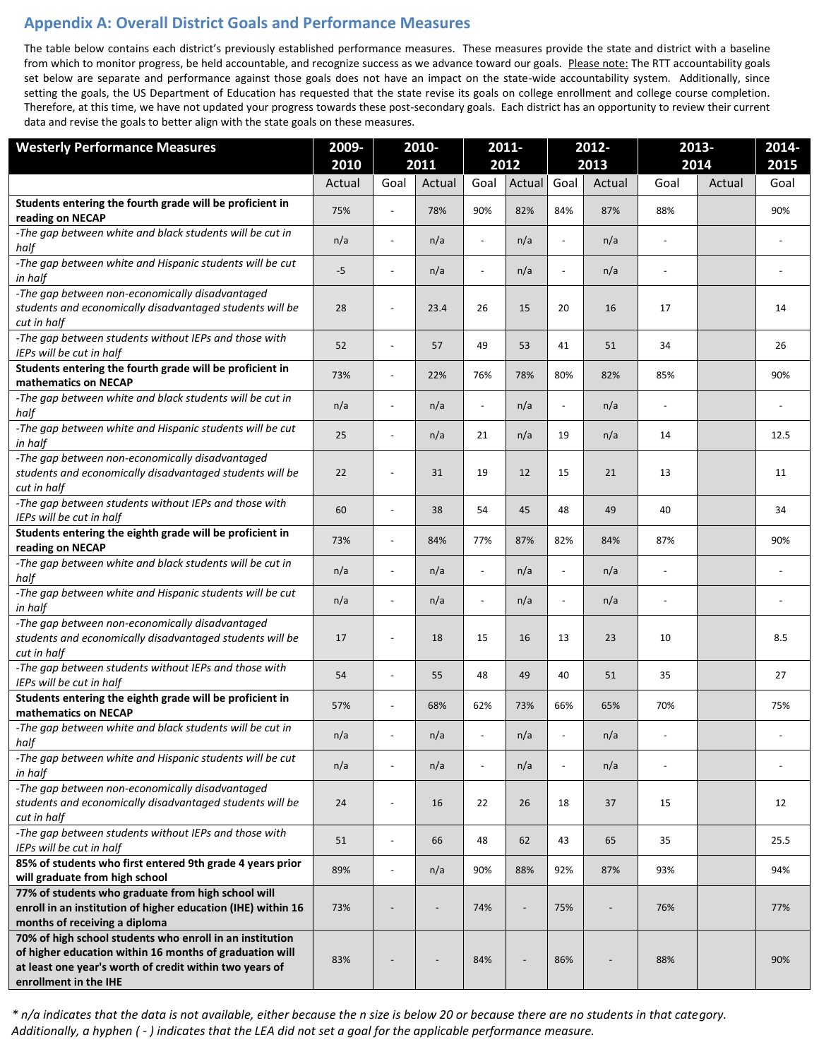## Appendix A: Overall District Goals and Performance Measures

The table below contains each district's previously established performance measures. These measures provide the state and district with a baseline from which to monitor progress, be held accountable, and recognize success as we advance toward our goals. Please note: The RTT accountability goals set below are separate and performance against those goals does not have an impact on the state-wide accountability system. Additionally, since setting the goals, the US Department of Education has requested that the state revise its goals on college enrollment and college course completion. Therefore, at this time, we have not updated your progress towards these post-secondary goals. Each district has an opportunity to review their current data and revise the goals to better align with the state goals on these measures.

| Westerly Performance Measures | 2009-2010 | 2010-2011 | | 2011-2012 | | 2012-2013 | | 2013-2014 | | 2014-2015 |
|---|---|---|---|---|---|---|---|---|---|---|
| | Actual | Goal | Actual | Goal | Actual | Goal | Actual | Goal | Actual | Goal |
| **Students entering the fourth grade will be proficient in reading on NECAP** | 75% | - | 78% | 90% | 82% | 84% | 87% | 88% | | 90% |
| *-The gap between white and black students will be cut in half* | n/a | - | n/a | - | n/a | - | n/a | - | | - |
| *-The gap between white and Hispanic students will be cut in half* | -5 | - | n/a | - | n/a | - | n/a | - | | - |
| *-The gap between non-economically disadvantaged students and economically disadvantaged students will be cut in half* | 28 | - | 23.4 | 26 | 15 | 20 | 16 | 17 | | 14 |
| *-The gap between students without IEPs and those with IEPs will be cut in half* | 52 | - | 57 | 49 | 53 | 41 | 51 | 34 | | 26 |
| **Students entering the fourth grade will be proficient in mathematics on NECAP** | 73% | - | 22% | 76% | 78% | 80% | 82% | 85% | | 90% |
| *-The gap between white and black students will be cut in half* | n/a | - | n/a | - | n/a | - | n/a | - | | - |
| *-The gap between white and Hispanic students will be cut in half* | 25 | - | n/a | 21 | n/a | 19 | n/a | 14 | | 12.5 |
| *-The gap between non-economically disadvantaged students and economically disadvantaged students will be cut in half* | 22 | - | 31 | 19 | 12 | 15 | 21 | 13 | | 11 |
| *-The gap between students without IEPs and those with IEPs will be cut in half* | 60 | - | 38 | 54 | 45 | 48 | 49 | 40 | | 34 |
| **Students entering the eighth grade will be proficient in reading on NECAP** | 73% | - | 84% | 77% | 87% | 82% | 84% | 87% | | 90% |
| *-The gap between white and black students will be cut in half* | n/a | - | n/a | - | n/a | - | n/a | - | | - |
| *-The gap between white and Hispanic students will be cut in half* | n/a | - | n/a | - | n/a | - | n/a | - | | - |
| *-The gap between non-economically disadvantaged students and economically disadvantaged students will be cut in half* | 17 | - | 18 | 15 | 16 | 13 | 23 | 10 | | 8.5 |
| *-The gap between students without IEPs and those with IEPs will be cut in half* | 54 | - | 55 | 48 | 49 | 40 | 51 | 35 | | 27 |
| **Students entering the eighth grade will be proficient in mathematics on NECAP** | 57% | - | 68% | 62% | 73% | 66% | 65% | 70% | | 75% |
| *-The gap between white and black students will be cut in half* | n/a | - | n/a | - | n/a | - | n/a | - | | - |
| *-The gap between white and Hispanic students will be cut in half* | n/a | - | n/a | - | n/a | - | n/a | - | | - |
| *-The gap between non-economically disadvantaged students and economically disadvantaged students will be cut in half* | 24 | - | 16 | 22 | 26 | 18 | 37 | 15 | | 12 |
| *-The gap between students without IEPs and those with IEPs will be cut in half* | 51 | - | 66 | 48 | 62 | 43 | 65 | 35 | | 25.5 |
| **85% of students who first entered 9th grade 4 years prior will graduate from high school** | 89% | - | n/a | 90% | 88% | 92% | 87% | 93% | | 94% |
| **77% of students who graduate from high school will enroll in an institution of higher education (IHE) within 16 months of receiving a diploma** | 73% | - | - | 74% | - | 75% | - | 76% | | 77% |
| **70% of high school students who enroll in an institution of higher education within 16 months of graduation will at least one year's worth of credit within two years of enrollment in the IHE** | 83% | - | - | 84% | - | 86% | - | 88% | | 90% |

*\* n/a indicates that the data is not available, either because the n size is below 20 or because there are no students in that category. Additionally, a hyphen ( - ) indicates that the LEA did not set a goal for the applicable performance measure.*